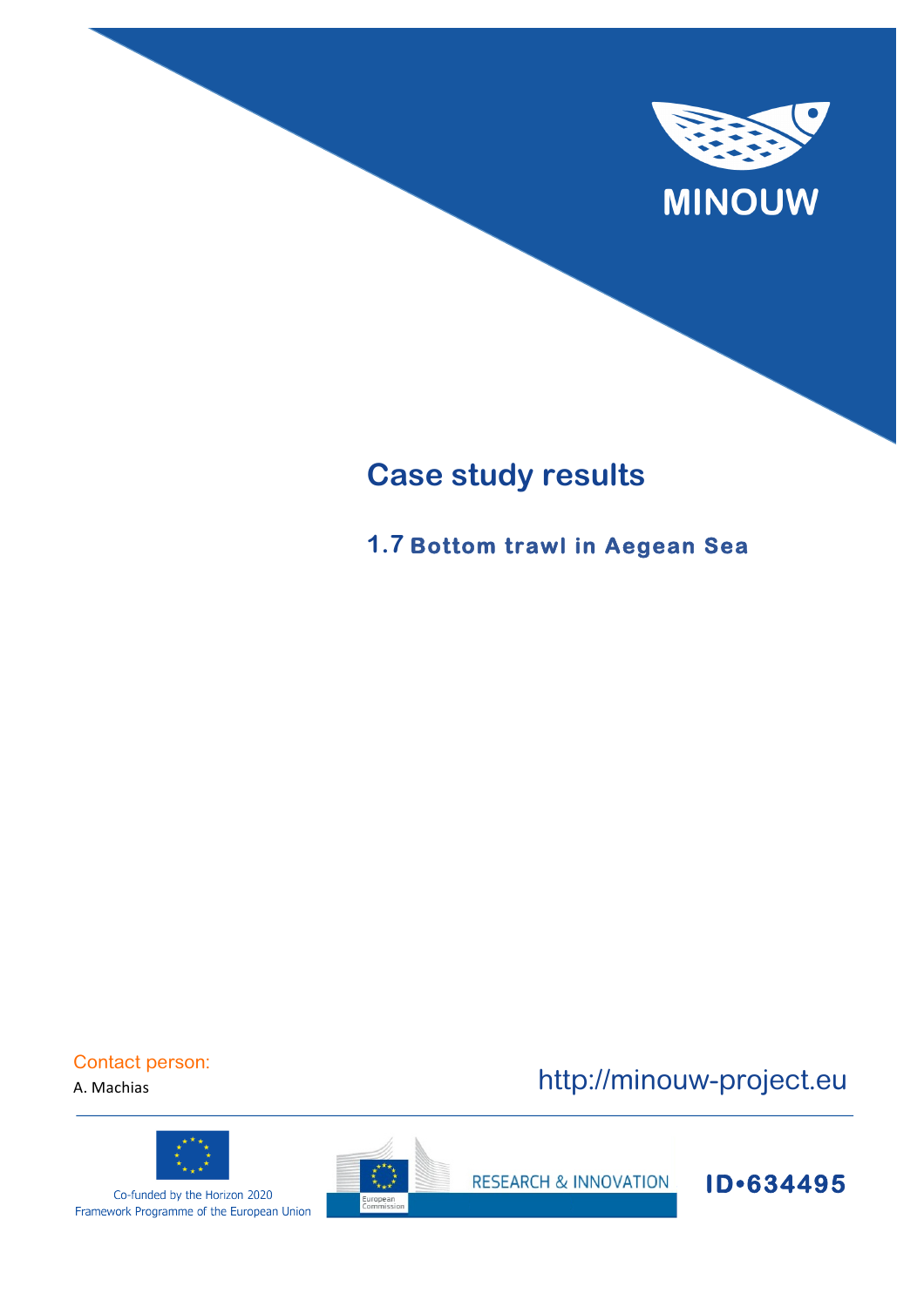MINOUW

# Case study results

## 1.7 Bottom trawl in Aegean Sea

Contact person:

A. Machias

http://minouw-project.eu

Co-funded by the Horizon 2020 Framework Programme of the European Union

RESEARCH & INNOVATION

ID•634495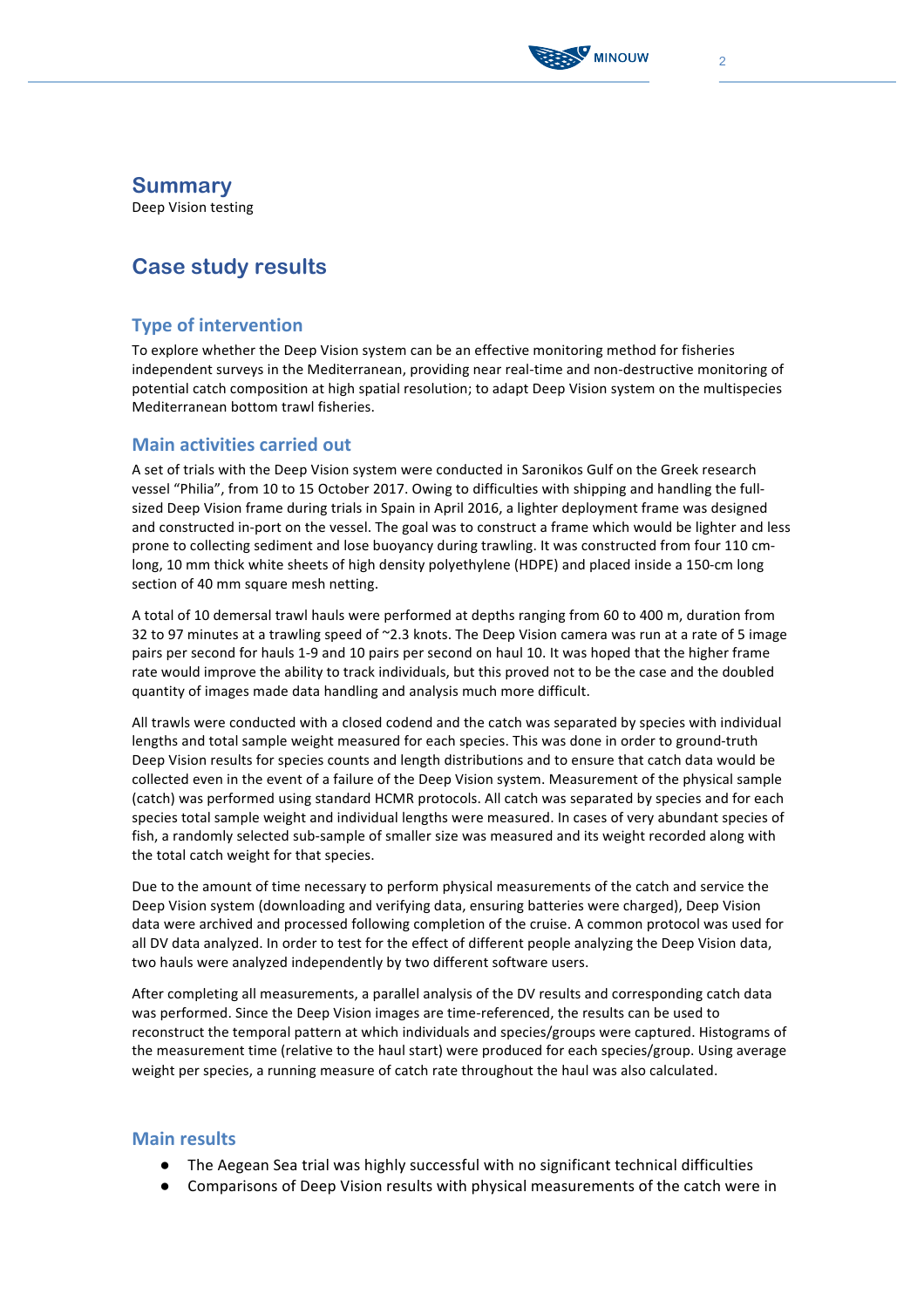# Summary

Deep Vision testing

## Case study results

### Type of intervention

To explore whether the Deep Vision system can be an effective monitoring method for fisheries independent surveys in the Mediterranean, providing near real-time and non-destructive monitoring of potential catch composition at high spatial resolution; to adapt Deep Vision system on the multispecies Mediterranean bottom trawl fisheries.

### Main activities carried out

A set of trials with the Deep Vision system were conducted in Saronikos Gulf on the Greek research vessel "Philia", from 10 to 15 October 2017. Owing to difficulties with shipping and handling the full-sized Deep Vision frame during trials in Spain in April 2016, a lighter deployment frame was designed and constructed in-port on the vessel. The goal was to construct a frame which would be lighter and less prone to collecting sediment and lose buoyancy during trawling. It was constructed from four 110 cm-long, 10 mm thick white sheets of high density polyethylene (HDPE) and placed inside a 150-cm long section of 40 mm square mesh netting.

A total of 10 demersal trawl hauls were performed at depths ranging from 60 to 400 m, duration from 32 to 97 minutes at a trawling speed of ~2.3 knots. The Deep Vision camera was run at a rate of 5 image pairs per second for hauls 1-9 and 10 pairs per second on haul 10. It was hoped that the higher frame rate would improve the ability to track individuals, but this proved not to be the case and the doubled quantity of images made data handling and analysis much more difficult.

All trawls were conducted with a closed codend and the catch was separated by species with individual lengths and total sample weight measured for each species. This was done in order to ground-truth Deep Vision results for species counts and length distributions and to ensure that catch data would be collected even in the event of a failure of the Deep Vision system. Measurement of the physical sample (catch) was performed using standard HCMR protocols. All catch was separated by species and for each species total sample weight and individual lengths were measured. In cases of very abundant species of fish, a randomly selected sub-sample of smaller size was measured and its weight recorded along with the total catch weight for that species.

Due to the amount of time necessary to perform physical measurements of the catch and service the Deep Vision system (downloading and verifying data, ensuring batteries were charged), Deep Vision data were archived and processed following completion of the cruise. A common protocol was used for all DV data analyzed. In order to test for the effect of different people analyzing the Deep Vision data, two hauls were analyzed independently by two different software users.

After completing all measurements, a parallel analysis of the DV results and corresponding catch data was performed. Since the Deep Vision images are time-referenced, the results can be used to reconstruct the temporal pattern at which individuals and species/groups were captured. Histograms of the measurement time (relative to the haul start) were produced for each species/group. Using average weight per species, a running measure of catch rate throughout the haul was also calculated.

### Main results

- The Aegean Sea trial was highly successful with no significant technical difficulties
- Comparisons of Deep Vision results with physical measurements of the catch were in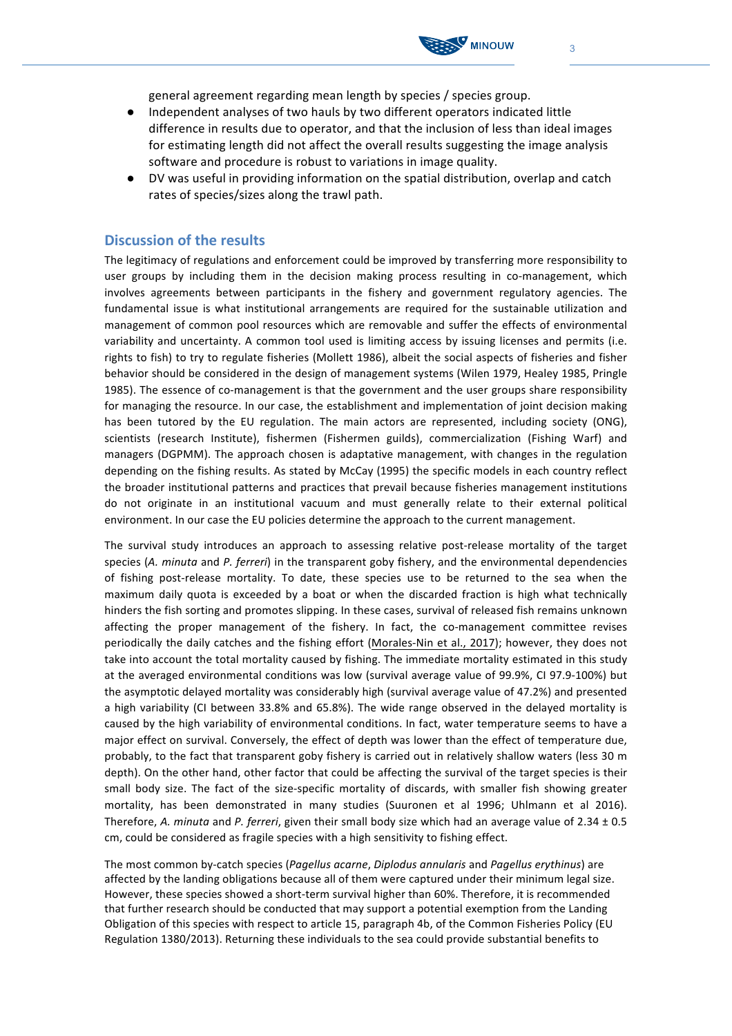general agreement regarding mean length by species / species group.

- Independent analyses of two hauls by two different operators indicated little difference in results due to operator, and that the inclusion of less than ideal images for estimating length did not affect the overall results suggesting the image analysis software and procedure is robust to variations in image quality.
- DV was useful in providing information on the spatial distribution, overlap and catch rates of species/sizes along the trawl path.

## Discussion of the results

The legitimacy of regulations and enforcement could be improved by transferring more responsibility to user groups by including them in the decision making process resulting in co-management, which involves agreements between participants in the fishery and government regulatory agencies. The fundamental issue is what institutional arrangements are required for the sustainable utilization and management of common pool resources which are removable and suffer the effects of environmental variability and uncertainty. A common tool used is limiting access by issuing licenses and permits (i.e. rights to fish) to try to regulate fisheries (Mollett 1986), albeit the social aspects of fisheries and fisher behavior should be considered in the design of management systems (Wilen 1979, Healey 1985, Pringle 1985). The essence of co-management is that the government and the user groups share responsibility for managing the resource. In our case, the establishment and implementation of joint decision making has been tutored by the EU regulation. The main actors are represented, including society (ONG), scientists (research Institute), fishermen (Fishermen guilds), commercialization (Fishing Warf) and managers (DGPMM). The approach chosen is adaptative management, with changes in the regulation depending on the fishing results. As stated by McCay (1995) the specific models in each country reflect the broader institutional patterns and practices that prevail because fisheries management institutions do not originate in an institutional vacuum and must generally relate to their external political environment. In our case the EU policies determine the approach to the current management.

The survival study introduces an approach to assessing relative post-release mortality of the target species (*A. minuta* and *P. ferreri*) in the transparent goby fishery, and the environmental dependencies of fishing post-release mortality. To date, these species use to be returned to the sea when the maximum daily quota is exceeded by a boat or when the discarded fraction is high what technically hinders the fish sorting and promotes slipping. In these cases, survival of released fish remains unknown affecting the proper management of the fishery. In fact, the co-management committee revises periodically the daily catches and the fishing effort (Morales-Nin et al., 2017); however, they does not take into account the total mortality caused by fishing. The immediate mortality estimated in this study at the averaged environmental conditions was low (survival average value of 99.9%, CI 97.9-100%) but the asymptotic delayed mortality was considerably high (survival average value of 47.2%) and presented a high variability (CI between 33.8% and 65.8%). The wide range observed in the delayed mortality is caused by the high variability of environmental conditions. In fact, water temperature seems to have a major effect on survival. Conversely, the effect of depth was lower than the effect of temperature due, probably, to the fact that transparent goby fishery is carried out in relatively shallow waters (less 30 m depth). On the other hand, other factor that could be affecting the survival of the target species is their small body size. The fact of the size-specific mortality of discards, with smaller fish showing greater mortality, has been demonstrated in many studies (Suuronen et al 1996; Uhlmann et al 2016). Therefore, *A. minuta* and *P. ferreri*, given their small body size which had an average value of 2.34 ± 0.5 cm, could be considered as fragile species with a high sensitivity to fishing effect.

The most common by-catch species (*Pagellus acarne*, *Diplodus annularis* and *Pagellus erythinus*) are affected by the landing obligations because all of them were captured under their minimum legal size. However, these species showed a short-term survival higher than 60%. Therefore, it is recommended that further research should be conducted that may support a potential exemption from the Landing Obligation of this species with respect to article 15, paragraph 4b, of the Common Fisheries Policy (EU Regulation 1380/2013). Returning these individuals to the sea could provide substantial benefits to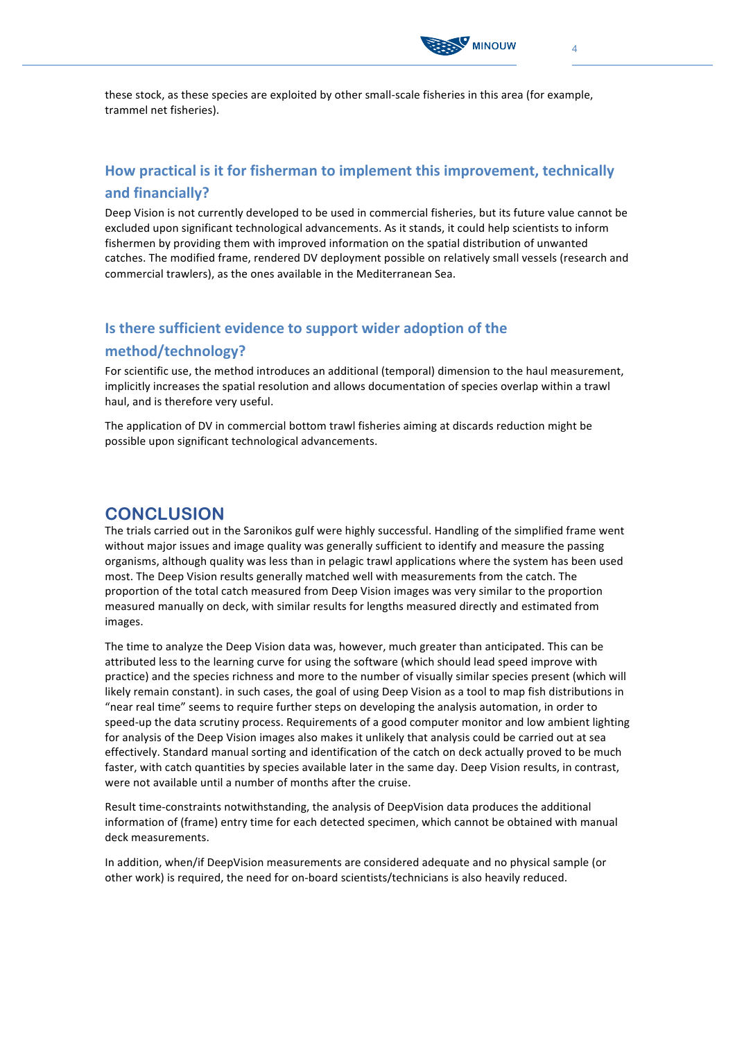these stock, as these species are exploited by other small-scale fisheries in this area (for example, trammel net fisheries).

## How practical is it for fisherman to implement this improvement, technically and financially?

Deep Vision is not currently developed to be used in commercial fisheries, but its future value cannot be excluded upon significant technological advancements. As it stands, it could help scientists to inform fishermen by providing them with improved information on the spatial distribution of unwanted catches. The modified frame, rendered DV deployment possible on relatively small vessels (research and commercial trawlers), as the ones available in the Mediterranean Sea.

## Is there sufficient evidence to support wider adoption of the method/technology?

For scientific use, the method introduces an additional (temporal) dimension to the haul measurement, implicitly increases the spatial resolution and allows documentation of species overlap within a trawl haul, and is therefore very useful.

The application of DV in commercial bottom trawl fisheries aiming at discards reduction might be possible upon significant technological advancements.

# CONCLUSION

The trials carried out in the Saronikos gulf were highly successful. Handling of the simplified frame went without major issues and image quality was generally sufficient to identify and measure the passing organisms, although quality was less than in pelagic trawl applications where the system has been used most. The Deep Vision results generally matched well with measurements from the catch. The proportion of the total catch measured from Deep Vision images was very similar to the proportion measured manually on deck, with similar results for lengths measured directly and estimated from images.

The time to analyze the Deep Vision data was, however, much greater than anticipated. This can be attributed less to the learning curve for using the software (which should lead speed improve with practice) and the species richness and more to the number of visually similar species present (which will likely remain constant). in such cases, the goal of using Deep Vision as a tool to map fish distributions in "near real time" seems to require further steps on developing the analysis automation, in order to speed-up the data scrutiny process. Requirements of a good computer monitor and low ambient lighting for analysis of the Deep Vision images also makes it unlikely that analysis could be carried out at sea effectively. Standard manual sorting and identification of the catch on deck actually proved to be much faster, with catch quantities by species available later in the same day. Deep Vision results, in contrast, were not available until a number of months after the cruise.

Result time-constraints notwithstanding, the analysis of DeepVision data produces the additional information of (frame) entry time for each detected specimen, which cannot be obtained with manual deck measurements.

In addition, when/if DeepVision measurements are considered adequate and no physical sample (or other work) is required, the need for on-board scientists/technicians is also heavily reduced.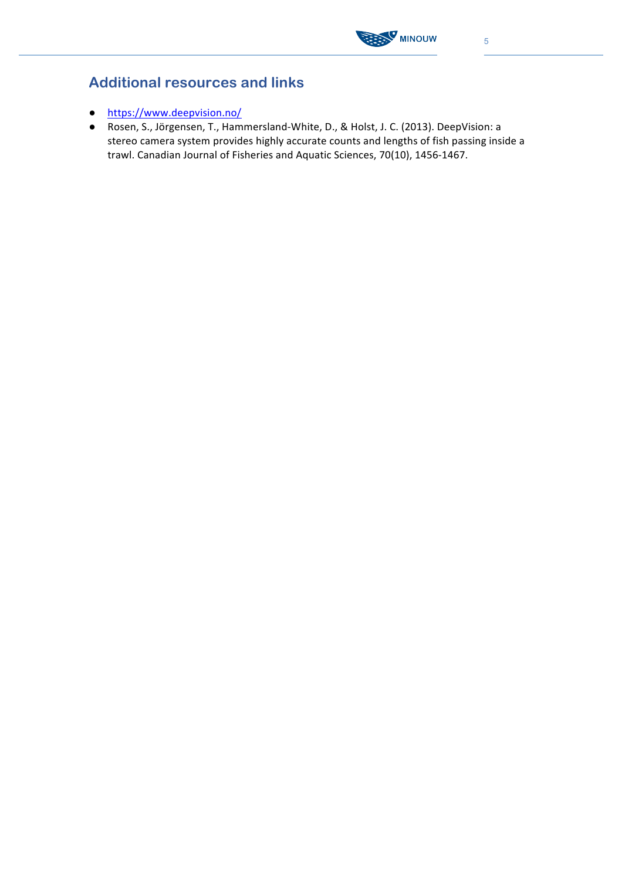## Additional resources and links

- https://www.deepvision.no/
- Rosen, S., Jörgensen, T., Hammersland-White, D., & Holst, J. C. (2013). DeepVision: a stereo camera system provides highly accurate counts and lengths of fish passing inside a trawl. Canadian Journal of Fisheries and Aquatic Sciences, 70(10), 1456-1467.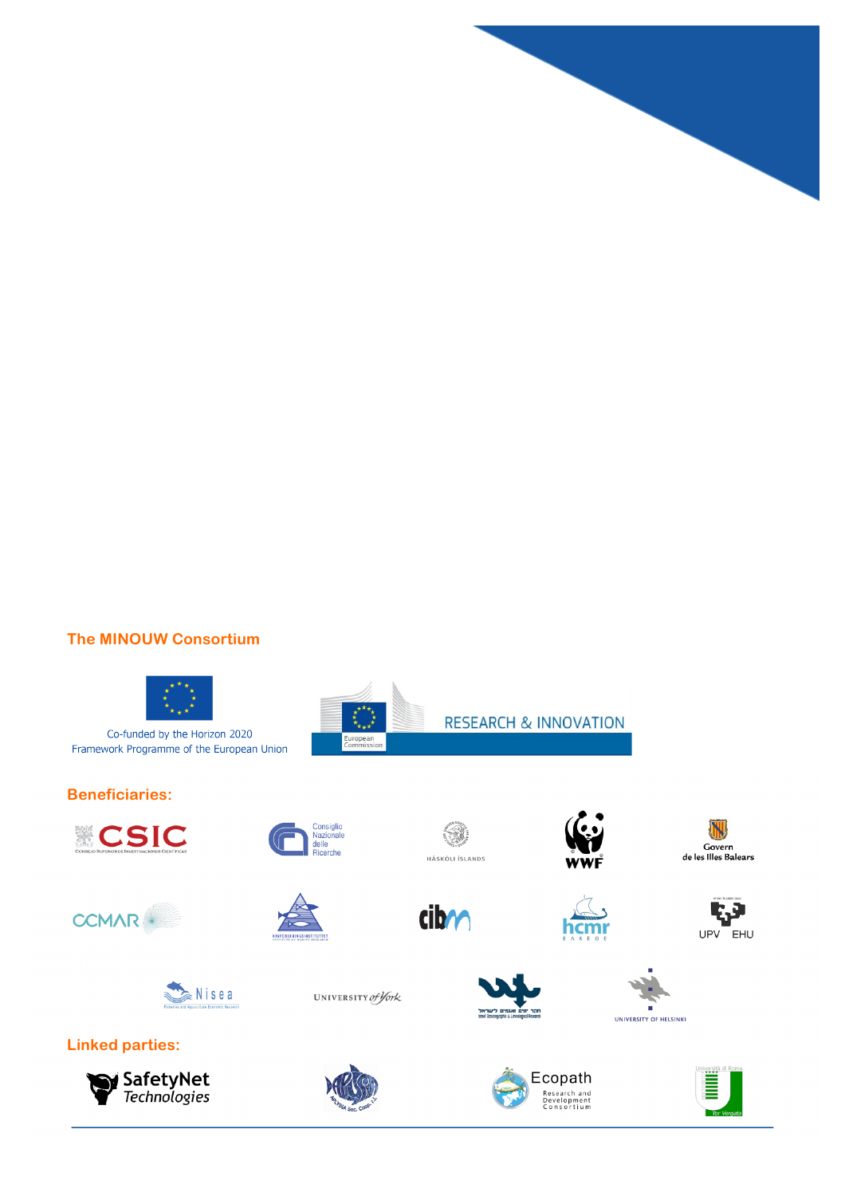## The MINOUW Consortium

Co-funded by the Horizon 2020 Framework Programme of the European Union

RESEARCH & INNOVATION

### Beneficiaries:

### Linked parties: